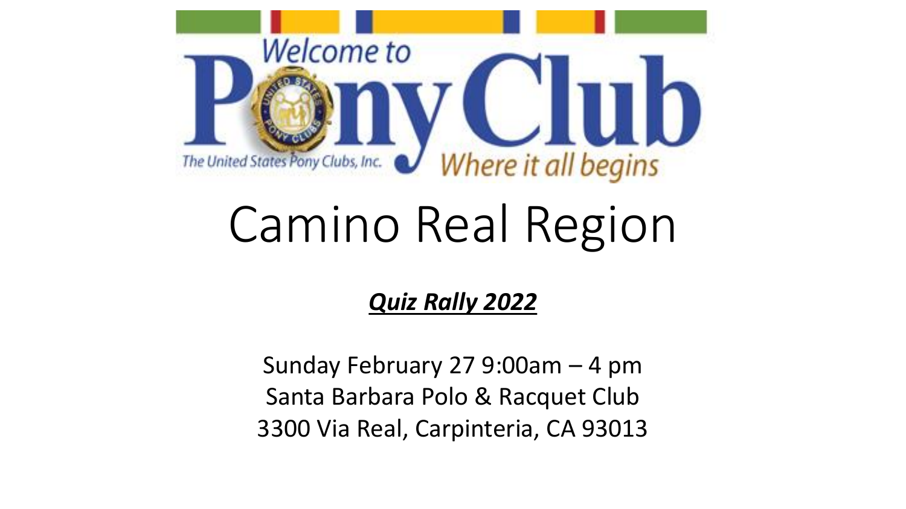Welcome to

# Pony Club

The United States Pony Clubs, Inc.

Where it all begins

# Camino Real Region

***Quiz Rally 2022***

Sunday February 27 9:00am – 4 pm
Santa Barbara Polo & Racquet Club
3300 Via Real, Carpinteria, CA 93013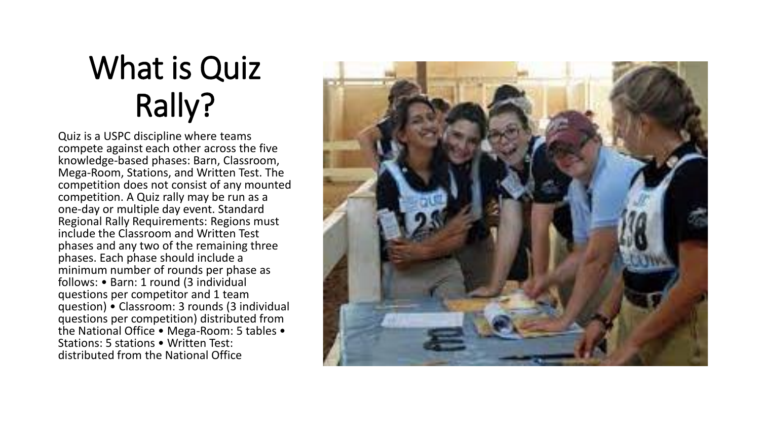# What is Quiz Rally?

Quiz is a USPC discipline where teams compete against each other across the five knowledge-based phases: Barn, Classroom, Mega-Room, Stations, and Written Test. The competition does not consist of any mounted competition. A Quiz rally may be run as a one-day or multiple day event. Standard Regional Rally Requirements: Regions must include the Classroom and Written Test phases and any two of the remaining three phases. Each phase should include a minimum number of rounds per phase as follows: • Barn: 1 round (3 individual questions per competitor and 1 team question) • Classroom: 3 rounds (3 individual questions per competition) distributed from the National Office • Mega-Room: 5 tables • Stations: 5 stations • Written Test: distributed from the National Office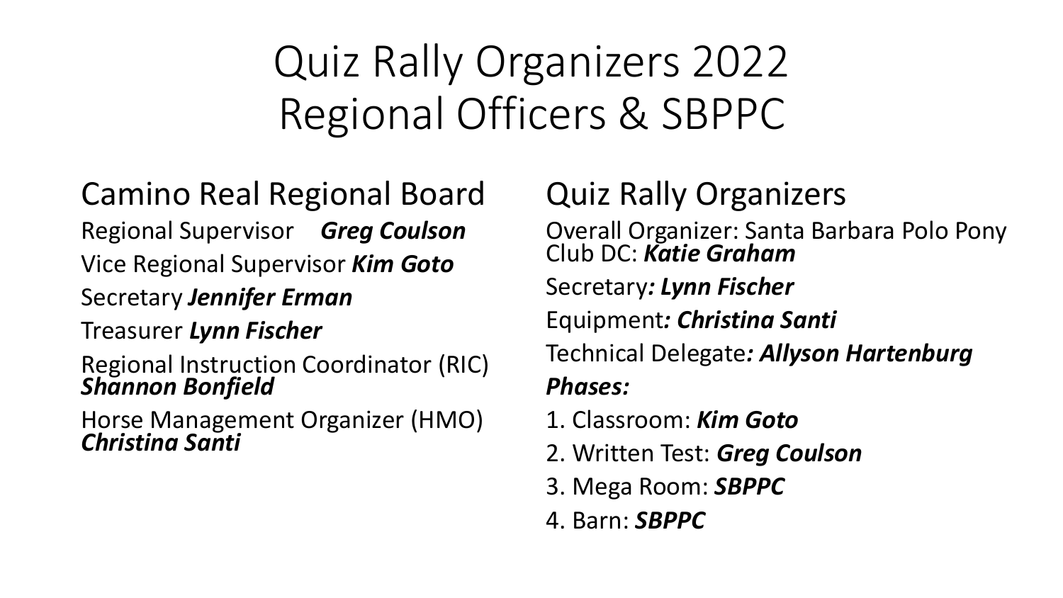# Quiz Rally Organizers 2022
# Regional Officers & SBPPC

## Camino Real Regional Board

Regional Supervisor ***Greg Coulson***

Vice Regional Supervisor ***Kim Goto***

Secretary ***Jennifer Erman***

Treasurer ***Lynn Fischer***

Regional Instruction Coordinator (RIC) ***Shannon Bonfield***

Horse Management Organizer (HMO) ***Christina Santi***

## Quiz Rally Organizers

Overall Organizer: Santa Barbara Polo Pony Club DC: ***Katie Graham***

Secretary***: Lynn Fischer***

Equipment***: Christina Santi***

Technical Delegate***: Allyson Hartenburg***

***Phases:***

1. Classroom: ***Kim Goto***
2. Written Test: ***Greg Coulson***
3. Mega Room: ***SBPPC***
4. Barn: ***SBPPC***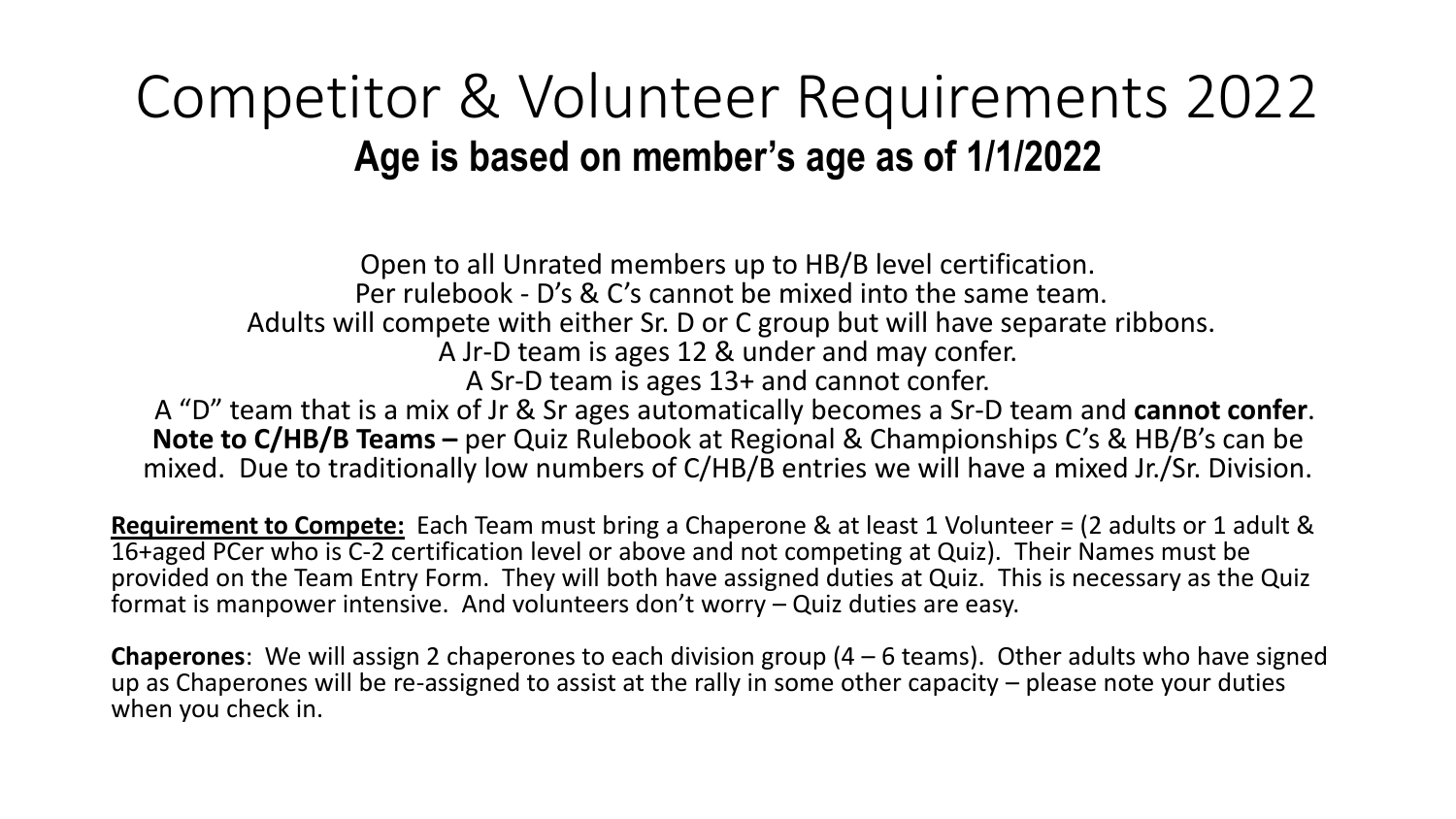# Competitor & Volunteer Requirements 2022

## Age is based on member's age as of 1/1/2022

Open to all Unrated members up to HB/B level certification.
Per rulebook - D's & C's cannot be mixed into the same team.
Adults will compete with either Sr. D or C group but will have separate ribbons.
A Jr-D team is ages 12 & under and may confer.
A Sr-D team is ages 13+ and cannot confer.
A "D" team that is a mix of Jr & Sr ages automatically becomes a Sr-D team and **cannot confer**.
**Note to C/HB/B Teams –** per Quiz Rulebook at Regional & Championships C's & HB/B's can be mixed. Due to traditionally low numbers of C/HB/B entries we will have a mixed Jr./Sr. Division.

**<u>Requirement to Compete:</u>** Each Team must bring a Chaperone & at least 1 Volunteer = (2 adults or 1 adult & 16+aged PCer who is C-2 certification level or above and not competing at Quiz). Their Names must be provided on the Team Entry Form. They will both have assigned duties at Quiz. This is necessary as the Quiz format is manpower intensive. And volunteers don't worry – Quiz duties are easy.

**Chaperones**: We will assign 2 chaperones to each division group (4 – 6 teams). Other adults who have signed up as Chaperones will be re-assigned to assist at the rally in some other capacity – please note your duties when you check in.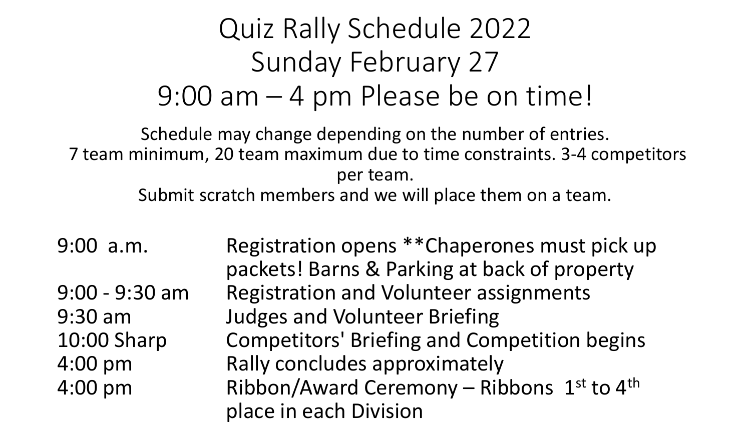# Quiz Rally Schedule 2022
# Sunday February 27
# 9:00 am – 4 pm Please be on time!

Schedule may change depending on the number of entries.
7 team minimum, 20 team maximum due to time constraints. 3-4 competitors per team.
Submit scratch members and we will place them on a team.

| | |
|---|---|
| 9:00 a.m. | Registration opens **Chaperones must pick up packets! Barns & Parking at back of property |
| 9:00 - 9:30 am | Registration and Volunteer assignments |
| 9:30 am | Judges and Volunteer Briefing |
| 10:00 Sharp | Competitors' Briefing and Competition begins |
| 4:00 pm | Rally concludes approximately |
| 4:00 pm | Ribbon/Award Ceremony – Ribbons 1st to 4th place in each Division |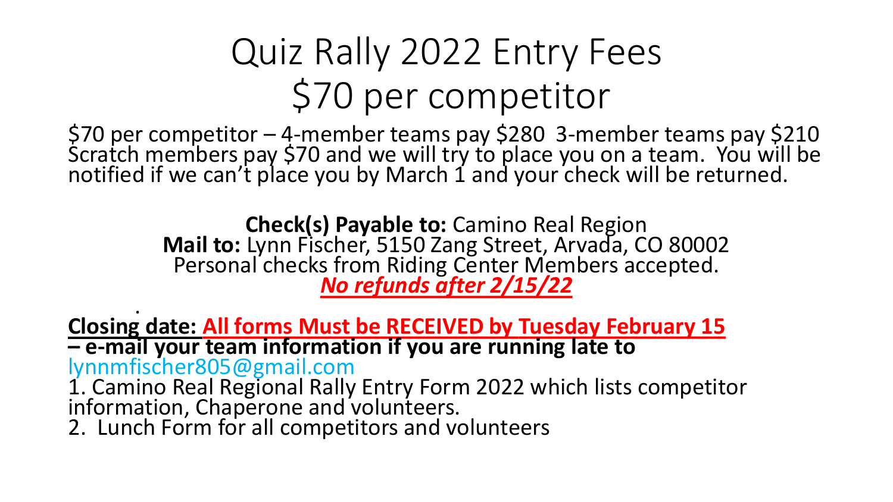# Quiz Rally 2022 Entry Fees
# $70 per competitor

$70 per competitor – 4-member teams pay $280  3-member teams pay $210
Scratch members pay $70 and we will try to place you on a team.  You will be notified if we can't place you by March 1 and your check will be returned.

**Check(s) Payable to:** Camino Real Region
**Mail to:** Lynn Fischer, 5150 Zang Street, Arvada, CO 80002
Personal checks from Riding Center Members accepted.
***No refunds after 2/15/22***

.

**Closing date: All forms Must be RECEIVED by Tuesday February 15 – e-mail your team information if you are running late to** lynnmfischer805@gmail.com

1. Camino Real Regional Rally Entry Form 2022 which lists competitor information, Chaperone and volunteers.
2. Lunch Form for all competitors and volunteers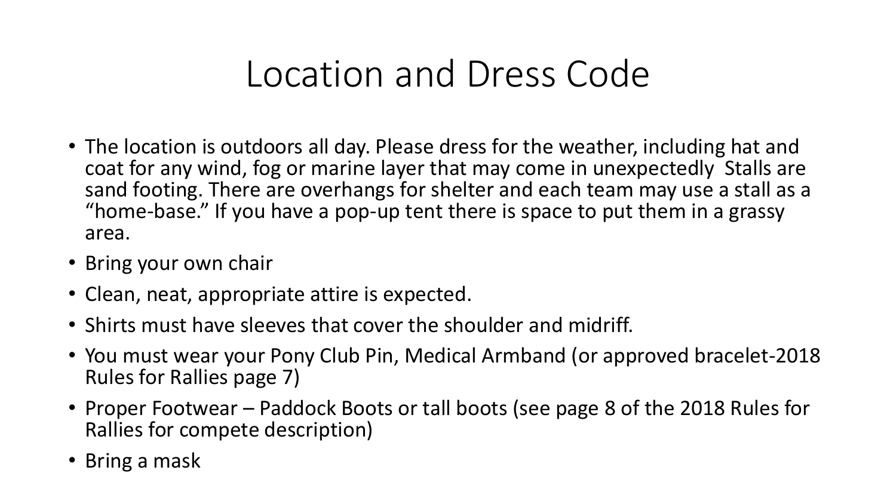# Location and Dress Code

- The location is outdoors all day. Please dress for the weather, including hat and coat for any wind, fog or marine layer that may come in unexpectedly  Stalls are sand footing. There are overhangs for shelter and each team may use a stall as a "home-base." If you have a pop-up tent there is space to put them in a grassy area.
- Bring your own chair
- Clean, neat, appropriate attire is expected.
- Shirts must have sleeves that cover the shoulder and midriff.
- You must wear your Pony Club Pin, Medical Armband (or approved bracelet-2018 Rules for Rallies page 7)
- Proper Footwear – Paddock Boots or tall boots (see page 8 of the 2018 Rules for Rallies for compete description)
- Bring a mask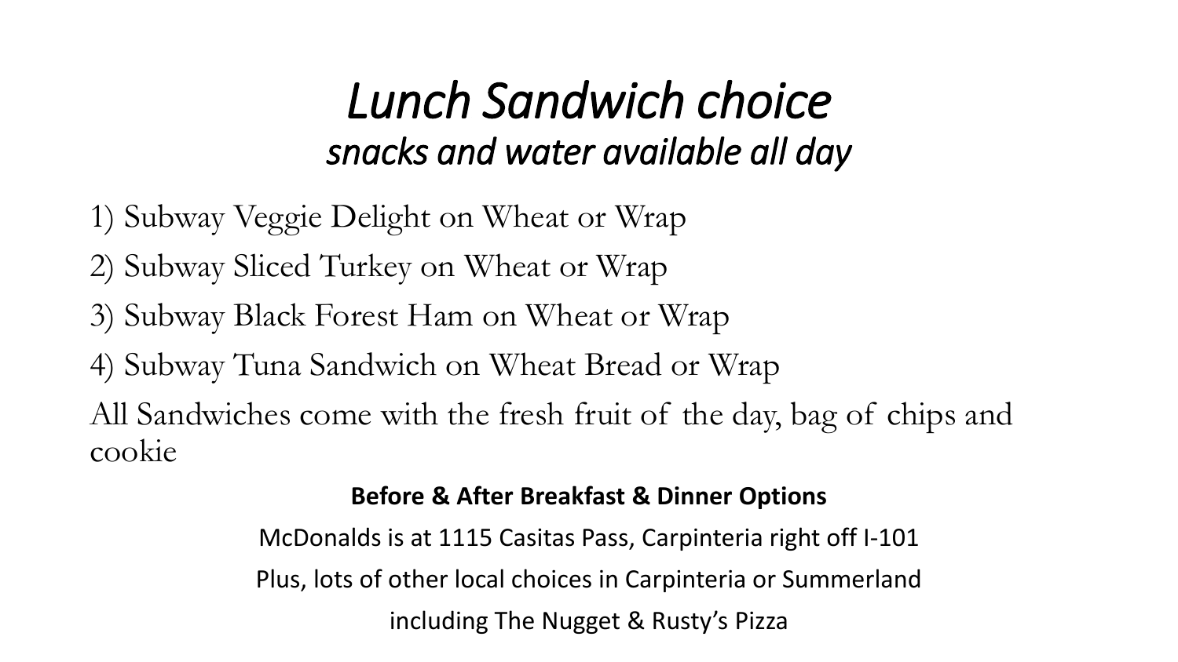# *Lunch Sandwich choice*

## *snacks and water available all day*

1) Subway Veggie Delight on Wheat or Wrap
2) Subway Sliced Turkey on Wheat or Wrap
3) Subway Black Forest Ham on Wheat or Wrap
4) Subway Tuna Sandwich on Wheat Bread or Wrap

All Sandwiches come with the fresh fruit of the day, bag of chips and cookie

**Before & After Breakfast & Dinner Options**

McDonalds is at 1115 Casitas Pass, Carpinteria right off I-101

Plus, lots of other local choices in Carpinteria or Summerland

including The Nugget & Rusty's Pizza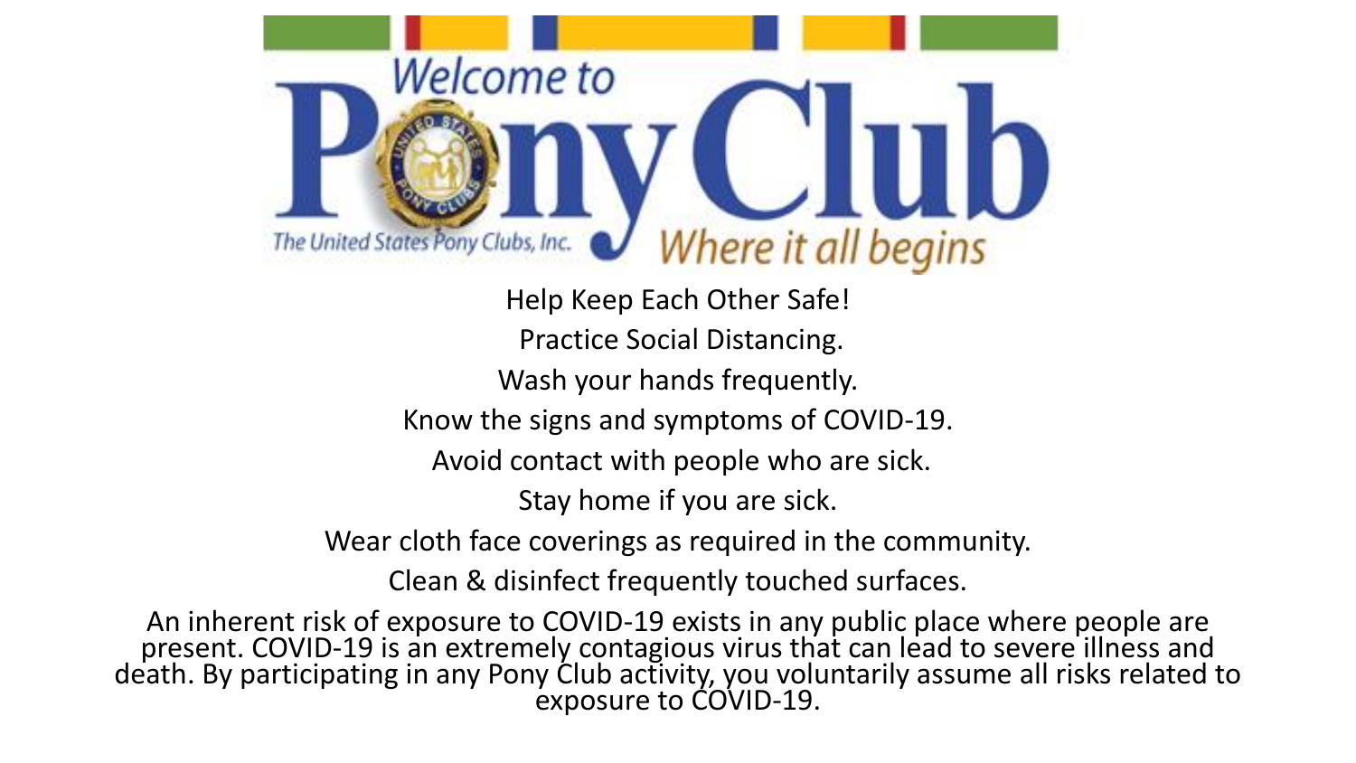Welcome to

# Pony Club

The United States Pony Clubs, Inc.

Where it all begins

Help Keep Each Other Safe!

Practice Social Distancing.

Wash your hands frequently.

Know the signs and symptoms of COVID-19.

Avoid contact with people who are sick.

Stay home if you are sick.

Wear cloth face coverings as required in the community.

Clean & disinfect frequently touched surfaces.

An inherent risk of exposure to COVID-19 exists in any public place where people are present. COVID-19 is an extremely contagious virus that can lead to severe illness and death. By participating in any Pony Club activity, you voluntarily assume all risks related to exposure to COVID-19.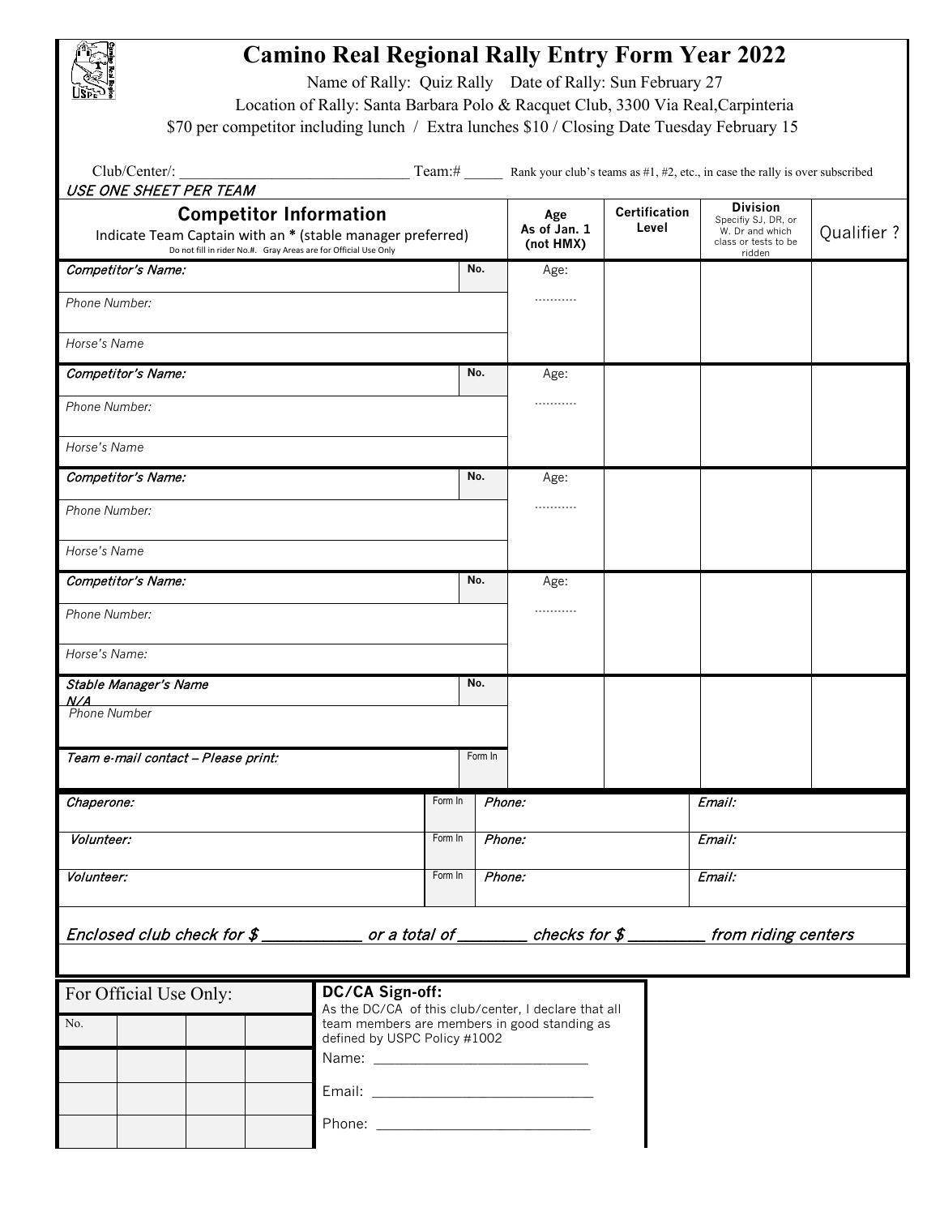# Camino Real Regional Rally Entry Form Year 2022

Name of Rally: Quiz Rally Date of Rally: Sun February 27

Location of Rally: Santa Barbara Polo & Racquet Club, 3300 Via Real,Carpinteria

$70 per competitor including lunch / Extra lunches $10 / Closing Date Tuesday February 15

Club/Center/: ______________________________ Team:# _____ Rank your club's teams as #1, #2, etc., in case the rally is over subscribed

*USE ONE SHEET PER TEAM*

| **Competitor Information** Indicate Team Captain with an **\*** (stable manager preferred) Do not fill in rider No.#. Gray Areas are for Official Use Only | | **Age As of Jan. 1 (not HMX)** | **Certification Level** | **Division** Specifiy SJ, DR, or W. Dr and which class or tests to be ridden | Qualifier ? |
|---|---|---|---|---|---|
| *Competitor's Name:* | No. | Age: ........... | | | |
| *Phone Number:* | | | | | |
| *Horse's Name* | | | | | |
| *Competitor's Name:* | No. | Age: ........... | | | |
| *Phone Number:* | | | | | |
| *Horse's Name* | | | | | |
| *Competitor's Name:* | No. | Age: ........... | | | |
| *Phone Number:* | | | | | |
| *Horse's Name* | | | | | |
| *Competitor's Name:* | No. | Age: ........... | | | |
| *Phone Number:* | | | | | |
| *Horse's Name:* | | | | | |
| *Stable Manager's Name* *N/A* | No. | | | | |
| *Phone Number* | | | | | |
| *Team e-mail contact – Please print:* | Form In | | | | |

| | | | |
|---|---|---|---|
| *Chaperone:* | Form In | *Phone:* | *Email:* |
| *Volunteer:* | Form In | *Phone:* | *Email:* |
| *Volunteer:* | Form In | *Phone:* | *Email:* |

*Enclosed club check for $ __________ or a total of _______ checks for $ ________ from riding centers*

| For Official Use Only: | | | |
|---|---|---|---|
| No. | | | |
| | | | |
| | | | |
| | | | |

**DC/CA Sign-off:**

As the DC/CA of this club/center, I declare that all team members are members in good standing as defined by USPC Policy #1002

Name: ___________________________

Email: ___________________________

Phone: ___________________________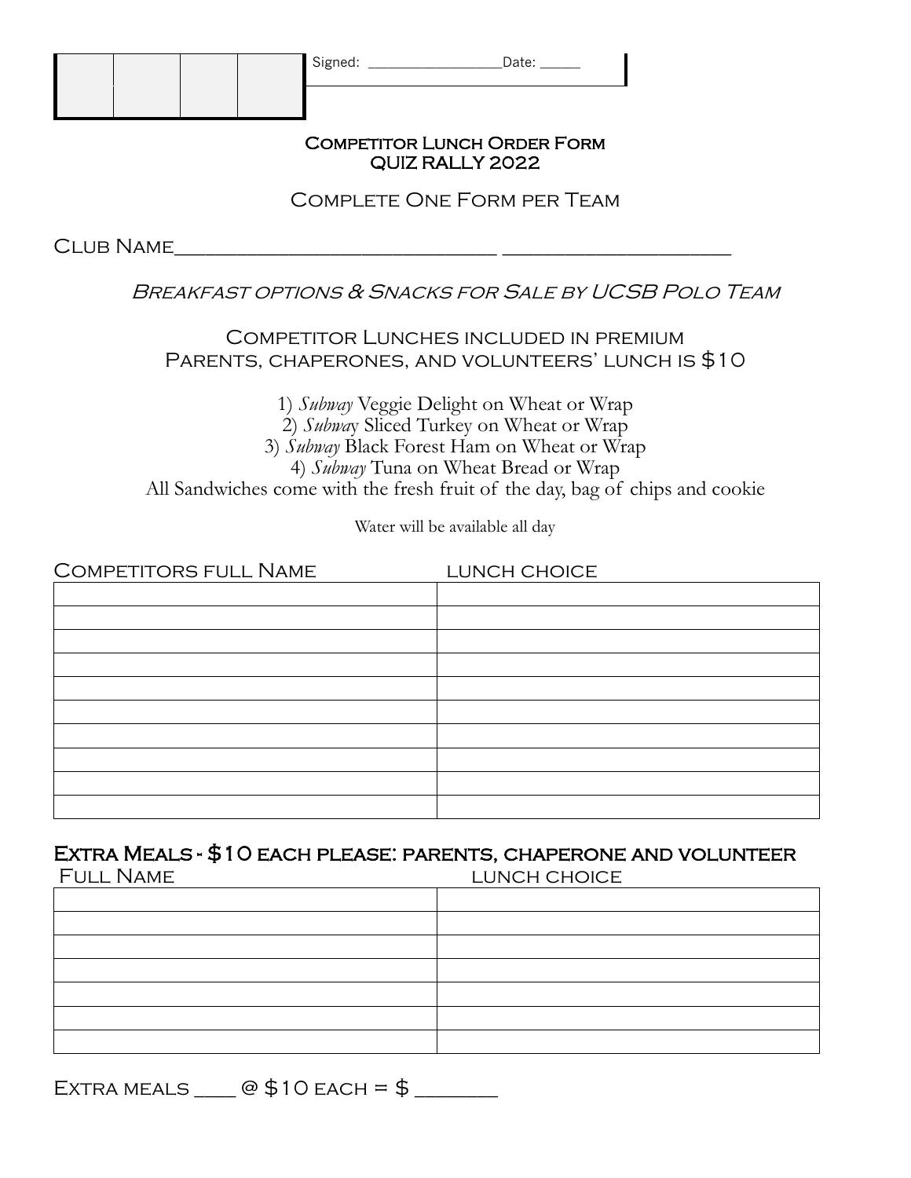| | | | | Signed: ________________Date: _____ |
|---|---|---|---|---|
| | | | | |

## Competitor Lunch Order Form
## QUIZ RALLY 2022

Complete One Form per Team

Club Name____________________________ ___________________

*Breakfast options & Snacks for Sale by UCSB Polo Team*

Competitor Lunches included in premium
Parents, chaperones, and volunteers' lunch is $10

1) *Subway* Veggie Delight on Wheat or Wrap
2) *Subway* Sliced Turkey on Wheat or Wrap
3) *Subway* Black Forest Ham on Wheat or Wrap
4) *Subway* Tuna on Wheat Bread or Wrap

All Sandwiches come with the fresh fruit of the day, bag of chips and cookie

Water will be available all day

| Competitors full Name | lunch choice |
|---|---|
| | |
| | |
| | |
| | |
| | |
| | |
| | |
| | |
| | |
| | |

### Extra Meals - $10 each please: parents, chaperone and volunteer

| Full Name | lunch choice |
|---|---|
| | |
| | |
| | |
| | |
| | |
| | |
| | |

Extra meals ___ @ $10 each = $ _______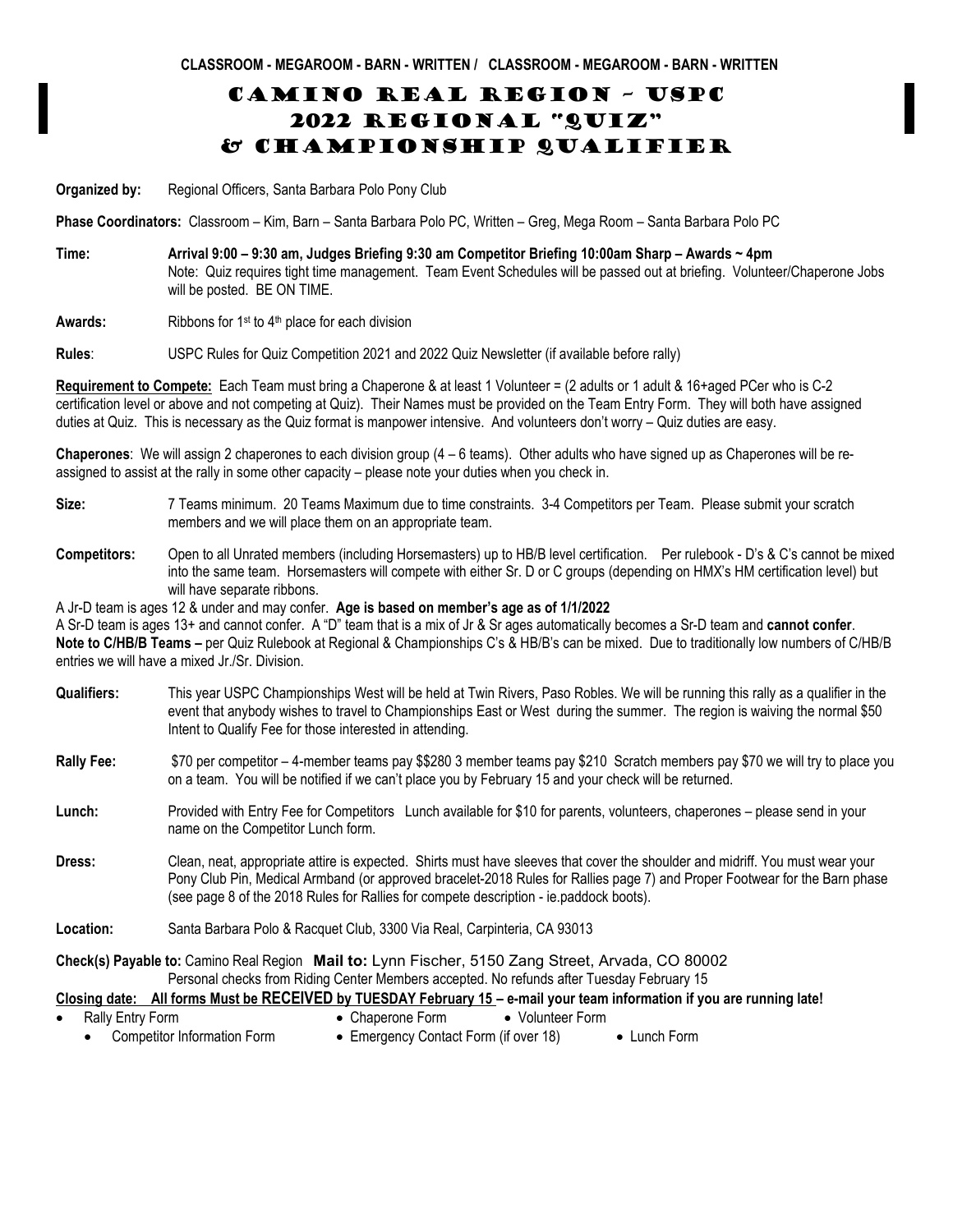**CLASSROOM - MEGAROOM - BARN - WRITTEN / CLASSROOM - MEGAROOM - BARN - WRITTEN**

# Camino Real Region ~ USPC
# 2022 Regional "Quiz"
# & Championship Qualifier

**Organized by:** Regional Officers, Santa Barbara Polo Pony Club

**Phase Coordinators:** Classroom – Kim, Barn – Santa Barbara Polo PC, Written – Greg, Mega Room – Santa Barbara Polo PC

**Time:** **Arrival 9:00 – 9:30 am, Judges Briefing 9:30 am Competitor Briefing 10:00am Sharp – Awards ~ 4pm**
Note: Quiz requires tight time management. Team Event Schedules will be passed out at briefing. Volunteer/Chaperone Jobs will be posted. BE ON TIME.

**Awards:** Ribbons for 1st to 4th place for each division

**Rules**: USPC Rules for Quiz Competition 2021 and 2022 Quiz Newsletter (if available before rally)

**Requirement to Compete:** Each Team must bring a Chaperone & at least 1 Volunteer = (2 adults or 1 adult & 16+aged PCer who is C-2 certification level or above and not competing at Quiz). Their Names must be provided on the Team Entry Form. They will both have assigned duties at Quiz. This is necessary as the Quiz format is manpower intensive. And volunteers don't worry – Quiz duties are easy.

**Chaperones**: We will assign 2 chaperones to each division group (4 – 6 teams). Other adults who have signed up as Chaperones will be re-assigned to assist at the rally in some other capacity – please note your duties when you check in.

**Size:** 7 Teams minimum. 20 Teams Maximum due to time constraints. 3-4 Competitors per Team. Please submit your scratch members and we will place them on an appropriate team.

**Competitors:** Open to all Unrated members (including Horsemasters) up to HB/B level certification. Per rulebook - D's & C's cannot be mixed into the same team. Horsemasters will compete with either Sr. D or C groups (depending on HMX's HM certification level) but will have separate ribbons.

A Jr-D team is ages 12 & under and may confer. **Age is based on member's age as of 1/1/2022**
A Sr-D team is ages 13+ and cannot confer. A "D" team that is a mix of Jr & Sr ages automatically becomes a Sr-D team and **cannot confer**.
**Note to C/HB/B Teams –** per Quiz Rulebook at Regional & Championships C's & HB/B's can be mixed. Due to traditionally low numbers of C/HB/B entries we will have a mixed Jr./Sr. Division.

**Qualifiers:** This year USPC Championships West will be held at Twin Rivers, Paso Robles. We will be running this rally as a qualifier in the event that anybody wishes to travel to Championships East or West during the summer. The region is waiving the normal $50 Intent to Qualify Fee for those interested in attending.

**Rally Fee:** $70 per competitor – 4-member teams pay $$280 3 member teams pay $210 Scratch members pay $70 we will try to place you on a team. You will be notified if we can't place you by February 15 and your check will be returned.

**Lunch:** Provided with Entry Fee for Competitors Lunch available for $10 for parents, volunteers, chaperones – please send in your name on the Competitor Lunch form.

**Dress:** Clean, neat, appropriate attire is expected. Shirts must have sleeves that cover the shoulder and midriff. You must wear your Pony Club Pin, Medical Armband (or approved bracelet-2018 Rules for Rallies page 7) and Proper Footwear for the Barn phase (see page 8 of the 2018 Rules for Rallies for compete description - ie.paddock boots).

**Location:** Santa Barbara Polo & Racquet Club, 3300 Via Real, Carpinteria, CA 93013

**Check(s) Payable to:** Camino Real Region **Mail to:** Lynn Fischer, 5150 Zang Street, Arvada, CO 80002
Personal checks from Riding Center Members accepted. No refunds after Tuesday February 15

**Closing date: All forms Must be RECEIVED by TUESDAY February 15 – e-mail your team information if you are running late!**

- Rally Entry Form
- Chaperone Form
- Volunteer Form
- Competitor Information Form
- Emergency Contact Form (if over 18)
- Lunch Form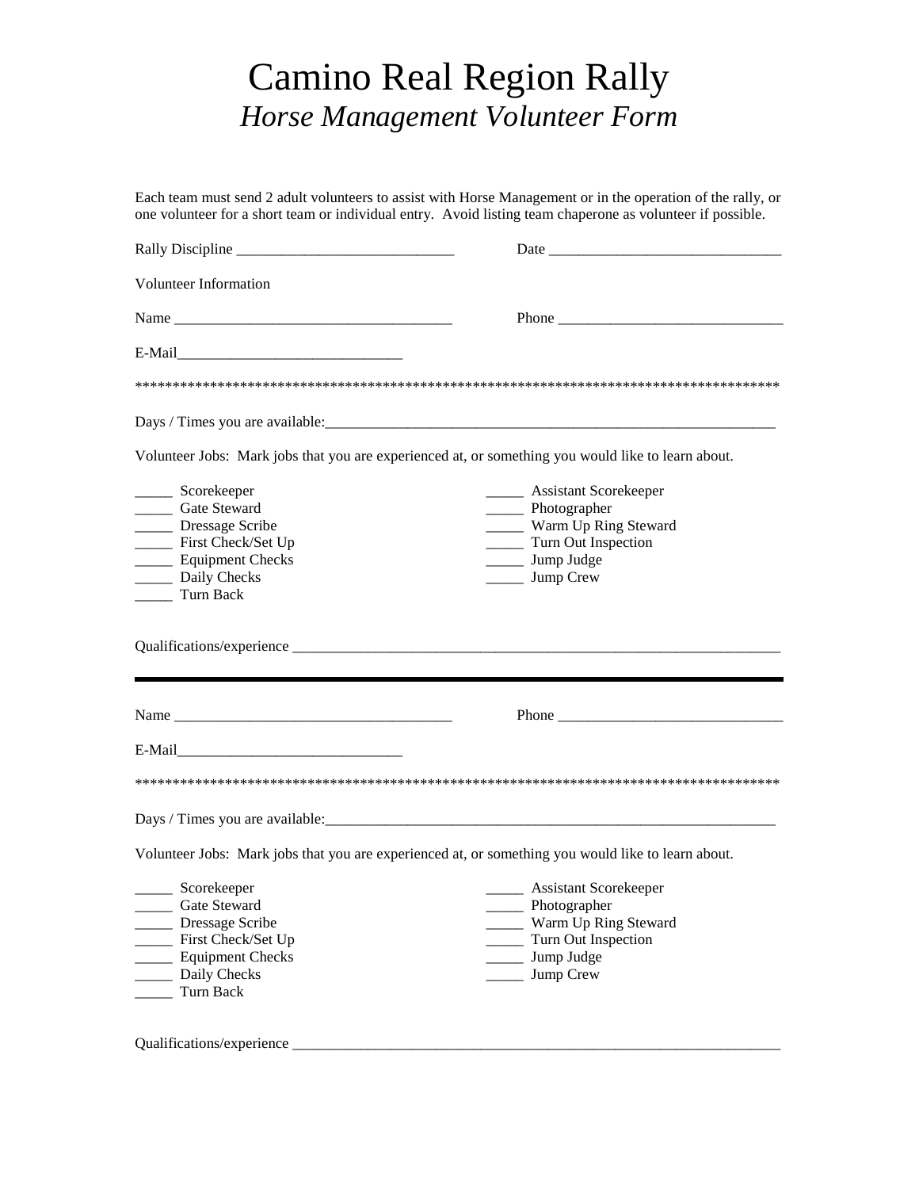# Camino Real Region Rally

## *Horse Management Volunteer Form*

Each team must send 2 adult volunteers to assist with Horse Management or in the operation of the rally, or one volunteer for a short team or individual entry. Avoid listing team chaperone as volunteer if possible.

Rally Discipline _____________________________ Date _______________________________

Volunteer Information

Name _____________________________________ Phone ______________________________

E-Mail______________________________

*****************************************************************************************

Days / Times you are available:_______________________________________________________________

Volunteer Jobs: Mark jobs that you are experienced at, or something you would like to learn about.

_____ Scorekeeper
_____ Gate Steward
_____ Dressage Scribe
_____ First Check/Set Up
_____ Equipment Checks
_____ Daily Checks
_____ Turn Back

_____ Assistant Scorekeeper
_____ Photographer
_____ Warm Up Ring Steward
_____ Turn Out Inspection
_____ Jump Judge
_____ Jump Crew

Qualifications/experience ____________________________________________________________________

---

Name _____________________________________ Phone ______________________________

E-Mail______________________________

*****************************************************************************************

Days / Times you are available:_______________________________________________________________

Volunteer Jobs: Mark jobs that you are experienced at, or something you would like to learn about.

_____ Scorekeeper
_____ Gate Steward
_____ Dressage Scribe
_____ First Check/Set Up
_____ Equipment Checks
_____ Daily Checks
_____ Turn Back

_____ Assistant Scorekeeper
_____ Photographer
_____ Warm Up Ring Steward
_____ Turn Out Inspection
_____ Jump Judge
_____ Jump Crew

Qualifications/experience ____________________________________________________________________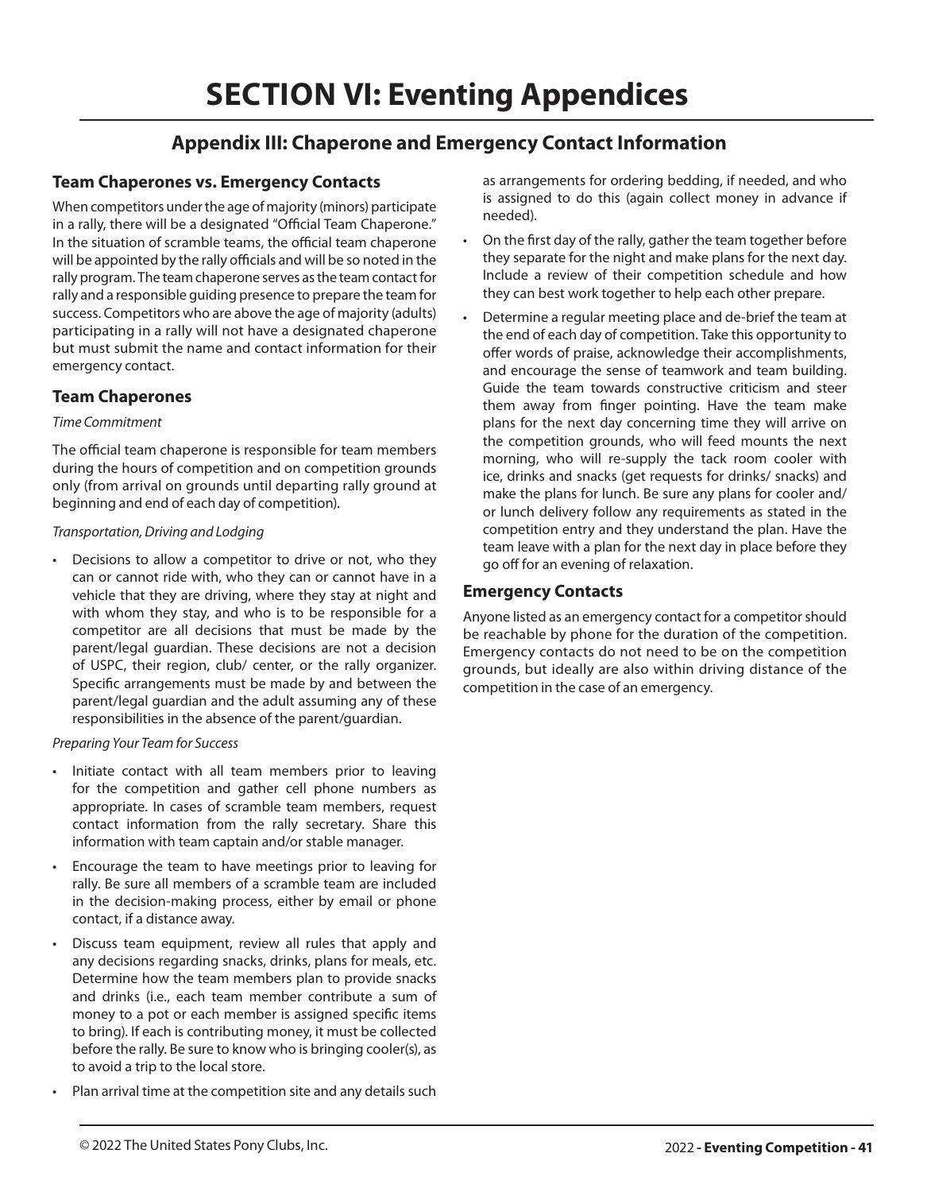# SECTION VI: Eventing Appendices

## Appendix III: Chaperone and Emergency Contact Information

### Team Chaperones vs. Emergency Contacts

When competitors under the age of majority (minors) participate in a rally, there will be a designated "Official Team Chaperone." In the situation of scramble teams, the official team chaperone will be appointed by the rally officials and will be so noted in the rally program. The team chaperone serves as the team contact for rally and a responsible guiding presence to prepare the team for success. Competitors who are above the age of majority (adults) participating in a rally will not have a designated chaperone but must submit the name and contact information for their emergency contact.

### Team Chaperones

*Time Commitment*

The official team chaperone is responsible for team members during the hours of competition and on competition grounds only (from arrival on grounds until departing rally ground at beginning and end of each day of competition).

*Transportation, Driving and Lodging*

- Decisions to allow a competitor to drive or not, who they can or cannot ride with, who they can or cannot have in a vehicle that they are driving, where they stay at night and with whom they stay, and who is to be responsible for a competitor are all decisions that must be made by the parent/legal guardian. These decisions are not a decision of USPC, their region, club/ center, or the rally organizer. Specific arrangements must be made by and between the parent/legal guardian and the adult assuming any of these responsibilities in the absence of the parent/guardian.

*Preparing Your Team for Success*

- Initiate contact with all team members prior to leaving for the competition and gather cell phone numbers as appropriate. In cases of scramble team members, request contact information from the rally secretary. Share this information with team captain and/or stable manager.
- Encourage the team to have meetings prior to leaving for rally. Be sure all members of a scramble team are included in the decision-making process, either by email or phone contact, if a distance away.
- Discuss team equipment, review all rules that apply and any decisions regarding snacks, drinks, plans for meals, etc. Determine how the team members plan to provide snacks and drinks (i.e., each team member contribute a sum of money to a pot or each member is assigned specific items to bring). If each is contributing money, it must be collected before the rally. Be sure to know who is bringing cooler(s), as to avoid a trip to the local store.
- Plan arrival time at the competition site and any details such as arrangements for ordering bedding, if needed, and who is assigned to do this (again collect money in advance if needed).
- On the first day of the rally, gather the team together before they separate for the night and make plans for the next day. Include a review of their competition schedule and how they can best work together to help each other prepare.
- Determine a regular meeting place and de-brief the team at the end of each day of competition. Take this opportunity to offer words of praise, acknowledge their accomplishments, and encourage the sense of teamwork and team building. Guide the team towards constructive criticism and steer them away from finger pointing. Have the team make plans for the next day concerning time they will arrive on the competition grounds, who will feed mounts the next morning, who will re-supply the tack room cooler with ice, drinks and snacks (get requests for drinks/ snacks) and make the plans for lunch. Be sure any plans for cooler and/ or lunch delivery follow any requirements as stated in the competition entry and they understand the plan. Have the team leave with a plan for the next day in place before they go off for an evening of relaxation.

### Emergency Contacts

Anyone listed as an emergency contact for a competitor should be reachable by phone for the duration of the competition. Emergency contacts do not need to be on the competition grounds, but ideally are also within driving distance of the competition in the case of an emergency.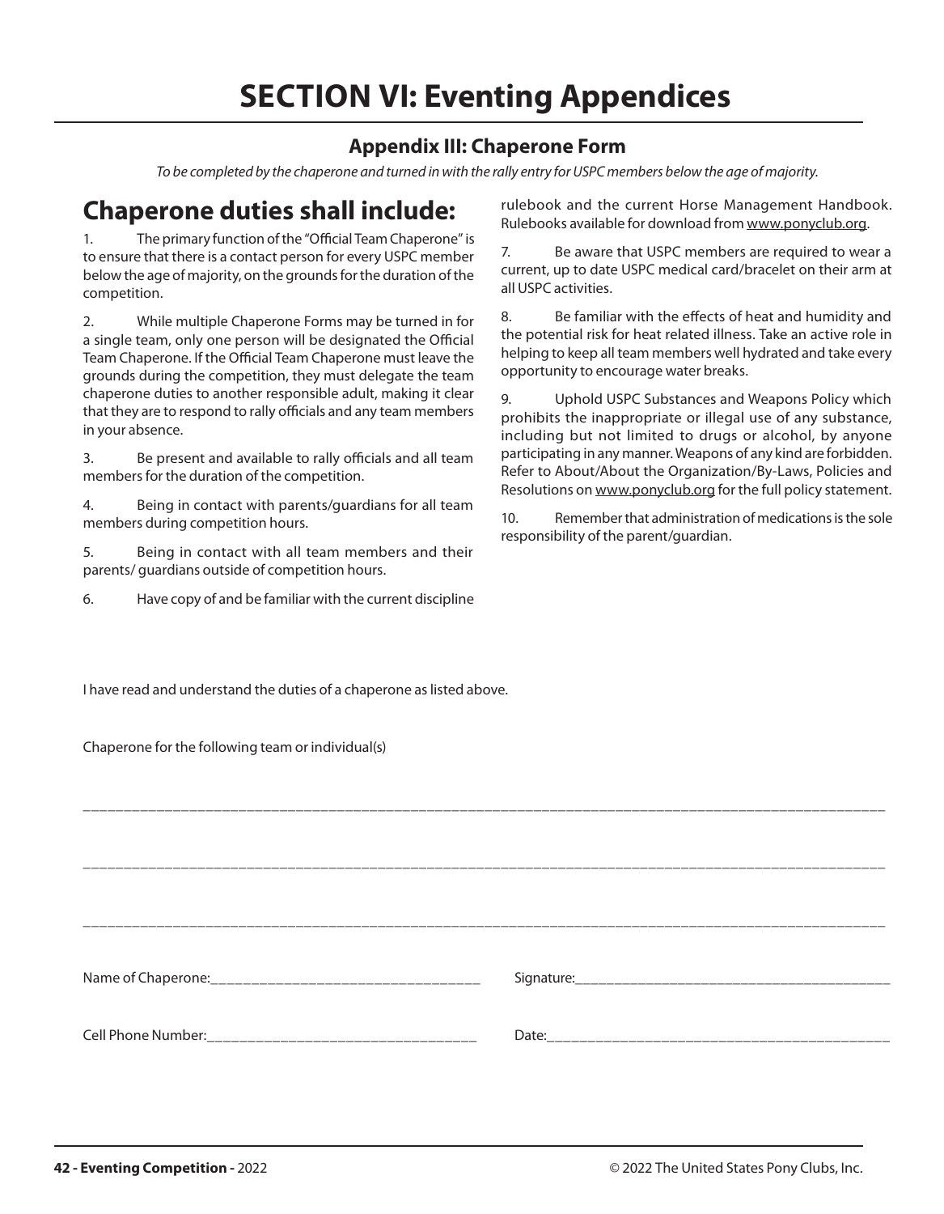# SECTION VI: Eventing Appendices

## Appendix III: Chaperone Form

*To be completed by the chaperone and turned in with the rally entry for USPC members below the age of majority.*

## Chaperone duties shall include:

1. The primary function of the "Official Team Chaperone" is to ensure that there is a contact person for every USPC member below the age of majority, on the grounds for the duration of the competition.

2. While multiple Chaperone Forms may be turned in for a single team, only one person will be designated the Official Team Chaperone. If the Official Team Chaperone must leave the grounds during the competition, they must delegate the team chaperone duties to another responsible adult, making it clear that they are to respond to rally officials and any team members in your absence.

3. Be present and available to rally officials and all team members for the duration of the competition.

4. Being in contact with parents/guardians for all team members during competition hours.

5. Being in contact with all team members and their parents/ guardians outside of competition hours.

6. Have copy of and be familiar with the current discipline rulebook and the current Horse Management Handbook. Rulebooks available for download from www.ponyclub.org.

7. Be aware that USPC members are required to wear a current, up to date USPC medical card/bracelet on their arm at all USPC activities.

8. Be familiar with the effects of heat and humidity and the potential risk for heat related illness. Take an active role in helping to keep all team members well hydrated and take every opportunity to encourage water breaks.

9. Uphold USPC Substances and Weapons Policy which prohibits the inappropriate or illegal use of any substance, including but not limited to drugs or alcohol, by anyone participating in any manner. Weapons of any kind are forbidden. Refer to About/About the Organization/By-Laws, Policies and Resolutions on www.ponyclub.org for the full policy statement.

10. Remember that administration of medications is the sole responsibility of the parent/guardian.

I have read and understand the duties of a chaperone as listed above.

Chaperone for the following team or individual(s)

______________________________________________________________________________

______________________________________________________________________________

______________________________________________________________________________

Name of Chaperone:___________________________________ Signature:__________________________________________

Cell Phone Number:___________________________________ Date:______________________________________________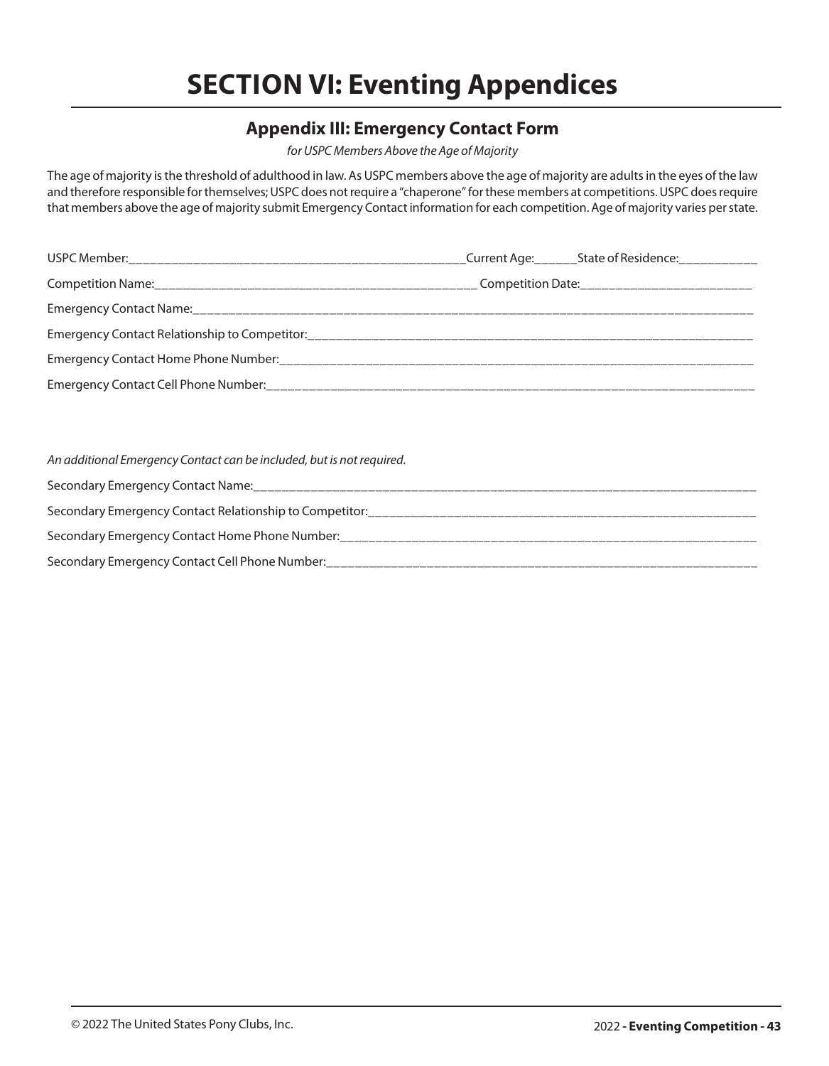# SECTION VI: Eventing Appendices

## Appendix III: Emergency Contact Form

*for USPC Members Above the Age of Majority*

The age of majority is the threshold of adulthood in law. As USPC members above the age of majority are adults in the eyes of the law and therefore responsible for themselves; USPC does not require a "chaperone" for these members at competitions. USPC does require that members above the age of majority submit Emergency Contact information for each competition. Age of majority varies per state.

USPC Member:___________________________________________________Current Age:______State of Residence:___________

Competition Name:_______________________________________________ Competition Date:_________________________

Emergency Contact Name:_____________________________________________________________________________________

Emergency Contact Relationship to Competitor:___________________________________________________________________

Emergency Contact Home Phone Number:_______________________________________________________________________

Emergency Contact Cell Phone Number:________________________________________________________________________

*An additional Emergency Contact can be included, but is not required.*

Secondary Emergency Contact Name:___________________________________________________________________________

Secondary Emergency Contact Relationship to Competitor:_________________________________________________________

Secondary Emergency Contact Home Phone Number:_____________________________________________________________

Secondary Emergency Contact Cell Phone Number:_______________________________________________________________

© 2022 The United States Pony Clubs, Inc.